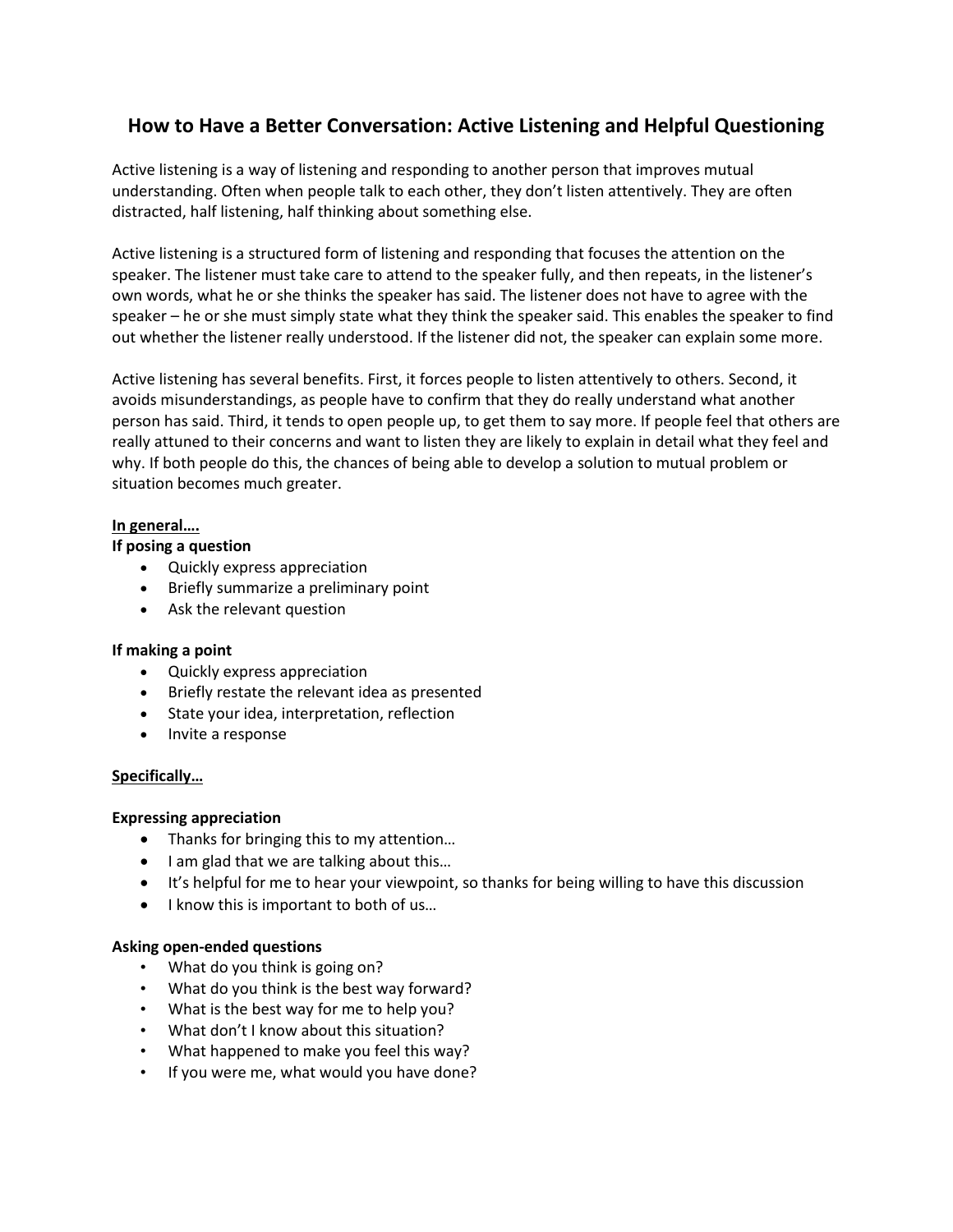# How to Have a Better Conversation: Active Listening and Helpful Questioning

Active listening is a way of listening and responding to another person that improves mutual understanding. Often when people talk to each other, they don't listen attentively. They are often distracted, half listening, half thinking about something else.

Active listening is a structured form of listening and responding that focuses the attention on the speaker. The listener must take care to attend to the speaker fully, and then repeats, in the listener's own words, what he or she thinks the speaker has said. The listener does not have to agree with the speaker – he or she must simply state what they think the speaker said. This enables the speaker to find out whether the listener really understood. If the listener did not, the speaker can explain some more.

Active listening has several benefits. First, it forces people to listen attentively to others. Second, it avoids misunderstandings, as people have to confirm that they do really understand what another person has said. Third, it tends to open people up, to get them to say more. If people feel that others are really attuned to their concerns and want to listen they are likely to explain in detail what they feel and why. If both people do this, the chances of being able to develop a solution to mutual problem or situation becomes much greater.

**<u>In general….</u>**

**If posing a question**

- Quickly express appreciation
- Briefly summarize a preliminary point
- Ask the relevant question

**If making a point**

- Quickly express appreciation
- Briefly restate the relevant idea as presented
- State your idea, interpretation, reflection
- Invite a response

**<u>Specifically…</u>**

**Expressing appreciation**

- Thanks for bringing this to my attention…
- I am glad that we are talking about this…
- It's helpful for me to hear your viewpoint, so thanks for being willing to have this discussion
- I know this is important to both of us…

**Asking open-ended questions**

- What do you think is going on?
- What do you think is the best way forward?
- What is the best way for me to help you?
- What don't I know about this situation?
- What happened to make you feel this way?
- If you were me, what would you have done?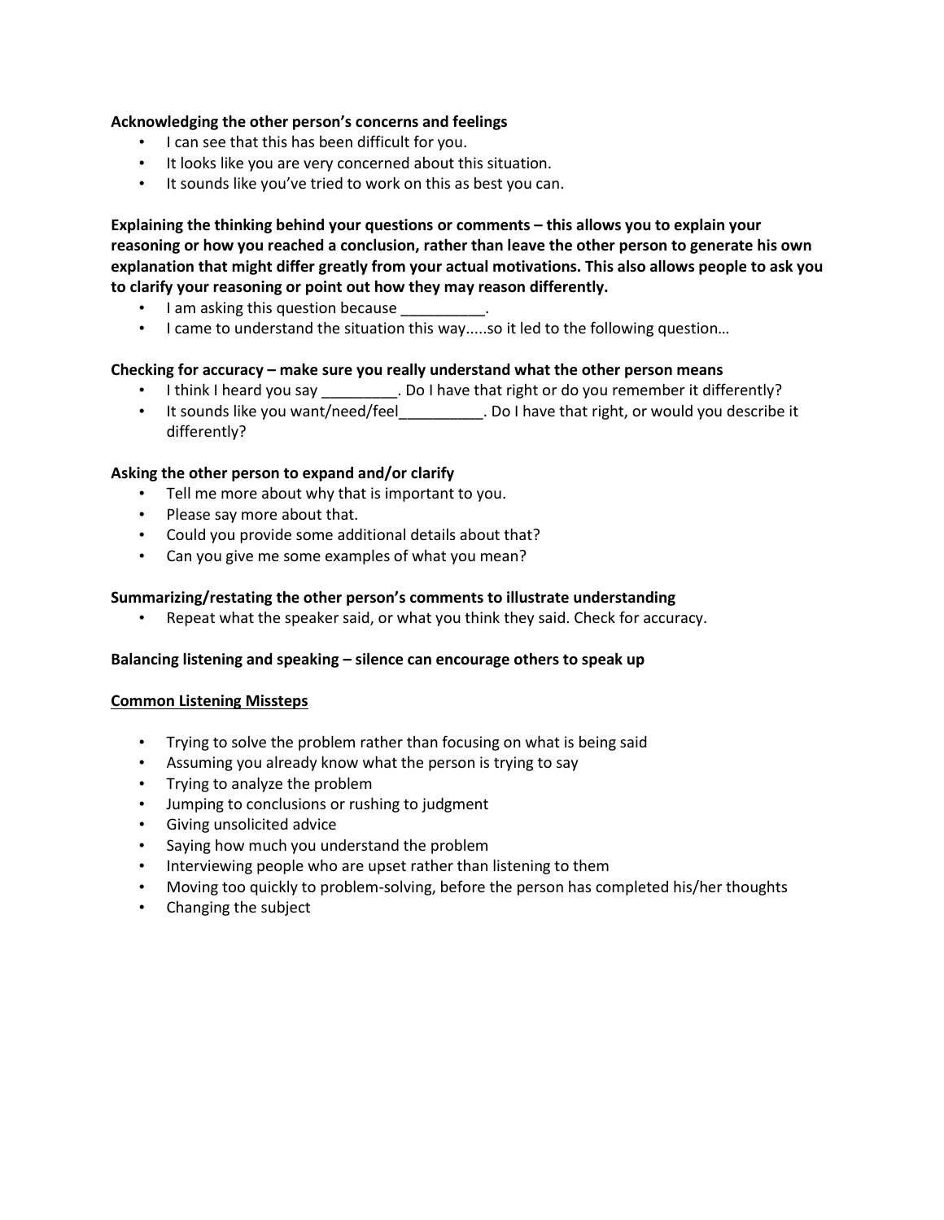**Acknowledging the other person's concerns and feelings**

- I can see that this has been difficult for you.
- It looks like you are very concerned about this situation.
- It sounds like you've tried to work on this as best you can.

**Explaining the thinking behind your questions or comments – this allows you to explain your reasoning or how you reached a conclusion, rather than leave the other person to generate his own explanation that might differ greatly from your actual motivations. This also allows people to ask you to clarify your reasoning or point out how they may reason differently.**

- I am asking this question because __________.
- I came to understand the situation this way.....so it led to the following question…

**Checking for accuracy – make sure you really understand what the other person means**

- I think I heard you say _________. Do I have that right or do you remember it differently?
- It sounds like you want/need/feel__________. Do I have that right, or would you describe it differently?

**Asking the other person to expand and/or clarify**

- Tell me more about why that is important to you.
- Please say more about that.
- Could you provide some additional details about that?
- Can you give me some examples of what you mean?

**Summarizing/restating the other person's comments to illustrate understanding**

- Repeat what the speaker said, or what you think they said. Check for accuracy.

**Balancing listening and speaking – silence can encourage others to speak up**

**<u>Common Listening Missteps</u>**

- Trying to solve the problem rather than focusing on what is being said
- Assuming you already know what the person is trying to say
- Trying to analyze the problem
- Jumping to conclusions or rushing to judgment
- Giving unsolicited advice
- Saying how much you understand the problem
- Interviewing people who are upset rather than listening to them
- Moving too quickly to problem-solving, before the person has completed his/her thoughts
- Changing the subject